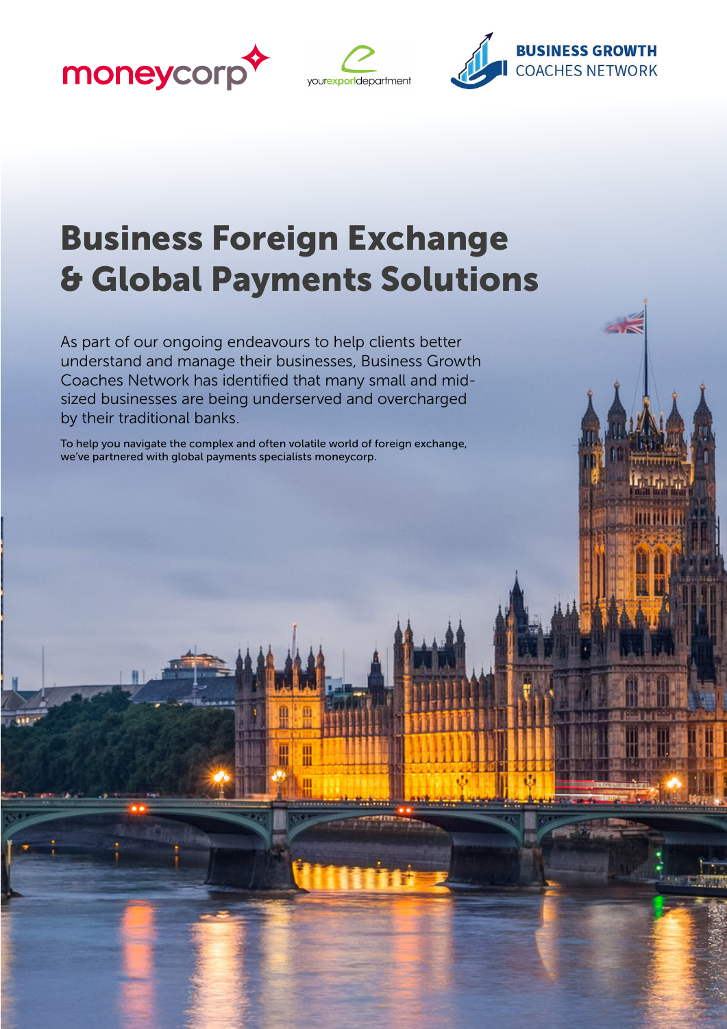# Business Foreign Exchange & Global Payments Solutions

As part of our ongoing endeavours to help clients better understand and manage their businesses, Business Growth Coaches Network has identified that many small and mid-sized businesses are being underserved and overcharged by their traditional banks.

To help you navigate the complex and often volatile world of foreign exchange, we've partnered with global payments specialists moneycorp.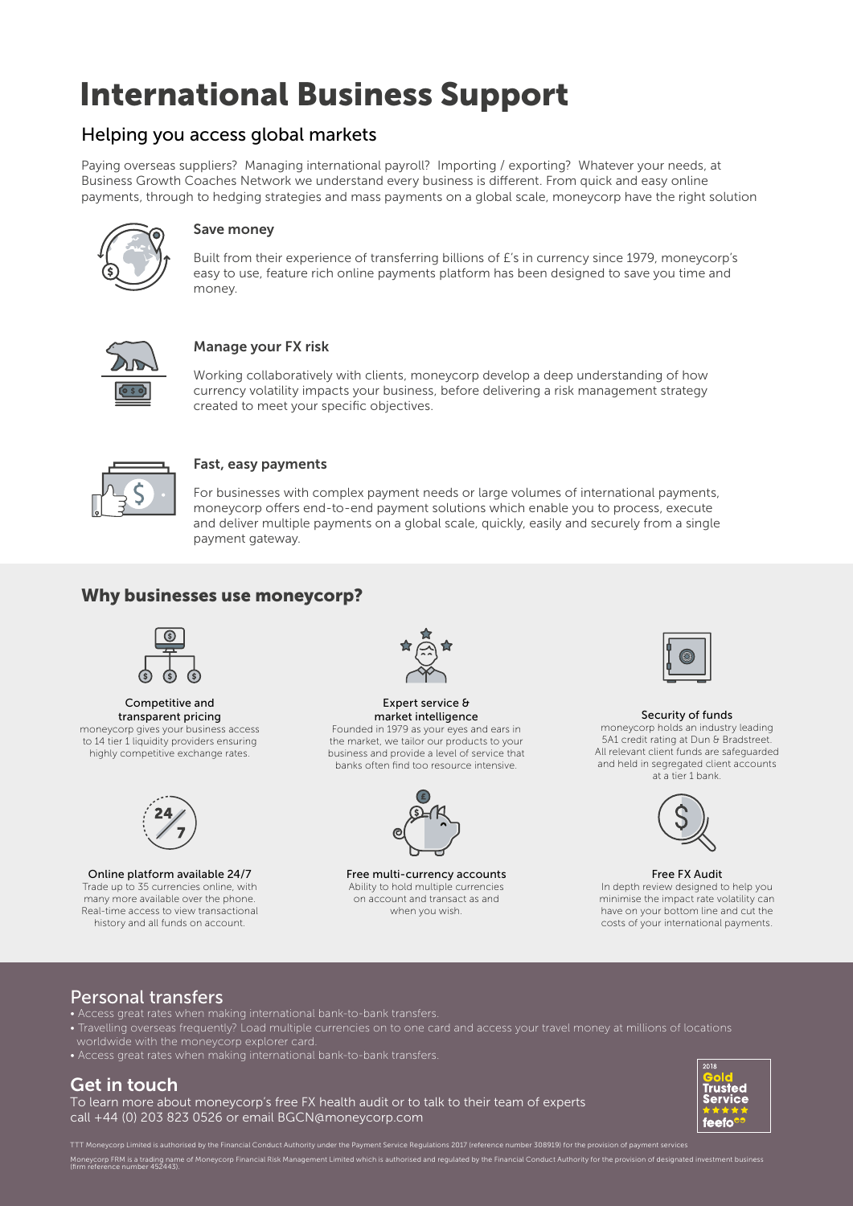# International Business Support

## Helping you access global markets

Paying overseas suppliers? Managing international payroll? Importing / exporting? Whatever your needs, at Business Growth Coaches Network we understand every business is different. From quick and easy online payments, through to hedging strategies and mass payments on a global scale, moneycorp have the right solution

### Save money

Built from their experience of transferring billions of £'s in currency since 1979, moneycorp's easy to use, feature rich online payments platform has been designed to save you time and money.

### Manage your FX risk

Working collaboratively with clients, moneycorp develop a deep understanding of how currency volatility impacts your business, before delivering a risk management strategy created to meet your specific objectives.

### Fast, easy payments

For businesses with complex payment needs or large volumes of international payments, moneycorp offers end-to-end payment solutions which enable you to process, execute and deliver multiple payments on a global scale, quickly, easily and securely from a single payment gateway.

## Why businesses use moneycorp?

**Competitive and transparent pricing**
moneycorp gives your business access to 14 tier 1 liquidity providers ensuring highly competitive exchange rates.

**Expert service & market intelligence**
Founded in 1979 as your eyes and ears in the market, we tailor our products to your business and provide a level of service that banks often find too resource intensive.

**Security of funds**
moneycorp holds an industry leading 5A1 credit rating at Dun & Bradstreet. All relevant client funds are safeguarded and held in segregated client accounts at a tier 1 bank.

24/7

**Online platform available 24/7**
Trade up to 35 currencies online, with many more available over the phone. Real-time access to view transactional history and all funds on account.

**Free multi-currency accounts**
Ability to hold multiple currencies on account and transact as and when you wish.

**Free FX Audit**
In depth review designed to help you minimise the impact rate volatility can have on your bottom line and cut the costs of your international payments.

## Personal transfers

- Access great rates when making international bank-to-bank transfers.
- Travelling overseas frequently? Load multiple currencies on to one card and access your travel money at millions of locations worldwide with the moneycorp explorer card.
- Access great rates when making international bank-to-bank transfers.

## Get in touch

To learn more about moneycorp's free FX health audit or to talk to their team of experts call +44 (0) 203 823 0526 or email BGCN@moneycorp.com

2018 Gold Trusted Service ★★★★★ feefo

TTT Moneycorp Limited is authorised by the Financial Conduct Authority under the Payment Service Regulations 2017 (reference number 308919) for the provision of payment services

Moneycorp FRM is a trading name of Moneycorp Financial Risk Management Limited which is authorised and regulated by the Financial Conduct Authority for the provision of designated investment business (firm reference number 452443).